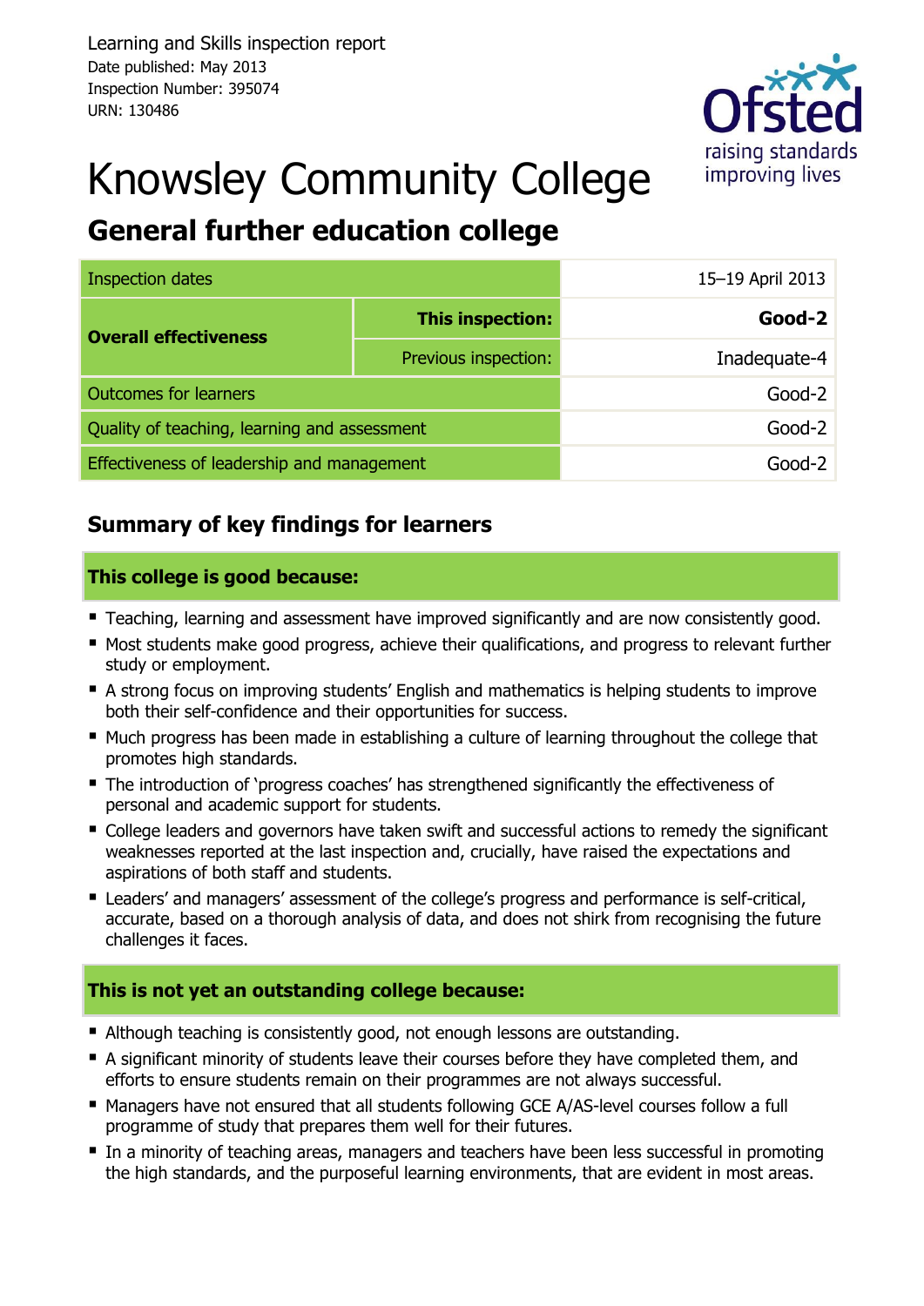Learning and Skills inspection report
Date published: May 2013
Inspection Number: 395074
URN: 130486

# Knowsley Community College

## General further education college

| Inspection dates | | 15–19 April 2013 |
|---|---|---|
| Overall effectiveness | **This inspection:** | **Good-2** |
| | Previous inspection: | Inadequate-4 |
| Outcomes for learners | | Good-2 |
| Quality of teaching, learning and assessment | | Good-2 |
| Effectiveness of leadership and management | | Good-2 |

## Summary of key findings for learners

### This college is good because:

- Teaching, learning and assessment have improved significantly and are now consistently good.
- Most students make good progress, achieve their qualifications, and progress to relevant further study or employment.
- A strong focus on improving students' English and mathematics is helping students to improve both their self-confidence and their opportunities for success.
- Much progress has been made in establishing a culture of learning throughout the college that promotes high standards.
- The introduction of 'progress coaches' has strengthened significantly the effectiveness of personal and academic support for students.
- College leaders and governors have taken swift and successful actions to remedy the significant weaknesses reported at the last inspection and, crucially, have raised the expectations and aspirations of both staff and students.
- Leaders' and managers' assessment of the college's progress and performance is self-critical, accurate, based on a thorough analysis of data, and does not shirk from recognising the future challenges it faces.

### This is not yet an outstanding college because:

- Although teaching is consistently good, not enough lessons are outstanding.
- A significant minority of students leave their courses before they have completed them, and efforts to ensure students remain on their programmes are not always successful.
- Managers have not ensured that all students following GCE A/AS-level courses follow a full programme of study that prepares them well for their futures.
- In a minority of teaching areas, managers and teachers have been less successful in promoting the high standards, and the purposeful learning environments, that are evident in most areas.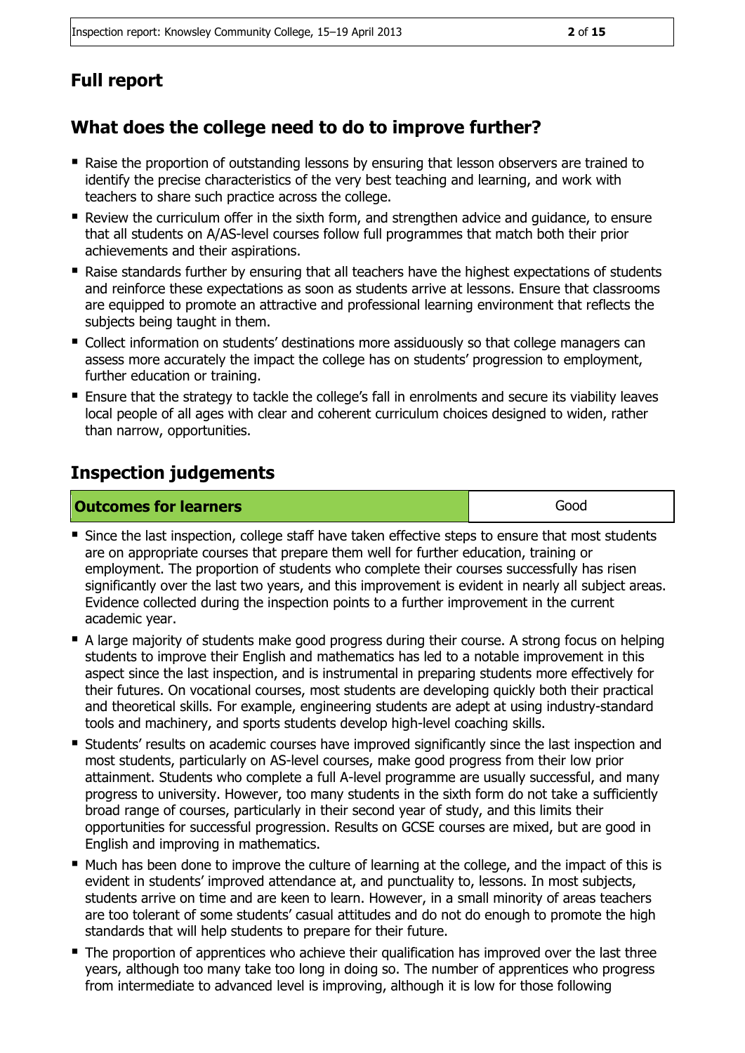## Full report

## What does the college need to do to improve further?

- Raise the proportion of outstanding lessons by ensuring that lesson observers are trained to identify the precise characteristics of the very best teaching and learning, and work with teachers to share such practice across the college.
- Review the curriculum offer in the sixth form, and strengthen advice and guidance, to ensure that all students on A/AS-level courses follow full programmes that match both their prior achievements and their aspirations.
- Raise standards further by ensuring that all teachers have the highest expectations of students and reinforce these expectations as soon as students arrive at lessons. Ensure that classrooms are equipped to promote an attractive and professional learning environment that reflects the subjects being taught in them.
- Collect information on students' destinations more assiduously so that college managers can assess more accurately the impact the college has on students' progression to employment, further education or training.
- Ensure that the strategy to tackle the college's fall in enrolments and secure its viability leaves local people of all ages with clear and coherent curriculum choices designed to widen, rather than narrow, opportunities.

## Inspection judgements

| Outcomes for learners | Good |
|---|---|

- Since the last inspection, college staff have taken effective steps to ensure that most students are on appropriate courses that prepare them well for further education, training or employment. The proportion of students who complete their courses successfully has risen significantly over the last two years, and this improvement is evident in nearly all subject areas. Evidence collected during the inspection points to a further improvement in the current academic year.
- A large majority of students make good progress during their course. A strong focus on helping students to improve their English and mathematics has led to a notable improvement in this aspect since the last inspection, and is instrumental in preparing students more effectively for their futures. On vocational courses, most students are developing quickly both their practical and theoretical skills. For example, engineering students are adept at using industry-standard tools and machinery, and sports students develop high-level coaching skills.
- Students' results on academic courses have improved significantly since the last inspection and most students, particularly on AS-level courses, make good progress from their low prior attainment. Students who complete a full A-level programme are usually successful, and many progress to university. However, too many students in the sixth form do not take a sufficiently broad range of courses, particularly in their second year of study, and this limits their opportunities for successful progression. Results on GCSE courses are mixed, but are good in English and improving in mathematics.
- Much has been done to improve the culture of learning at the college, and the impact of this is evident in students' improved attendance at, and punctuality to, lessons. In most subjects, students arrive on time and are keen to learn. However, in a small minority of areas teachers are too tolerant of some students' casual attitudes and do not do enough to promote the high standards that will help students to prepare for their future.
- The proportion of apprentices who achieve their qualification has improved over the last three years, although too many take too long in doing so. The number of apprentices who progress from intermediate to advanced level is improving, although it is low for those following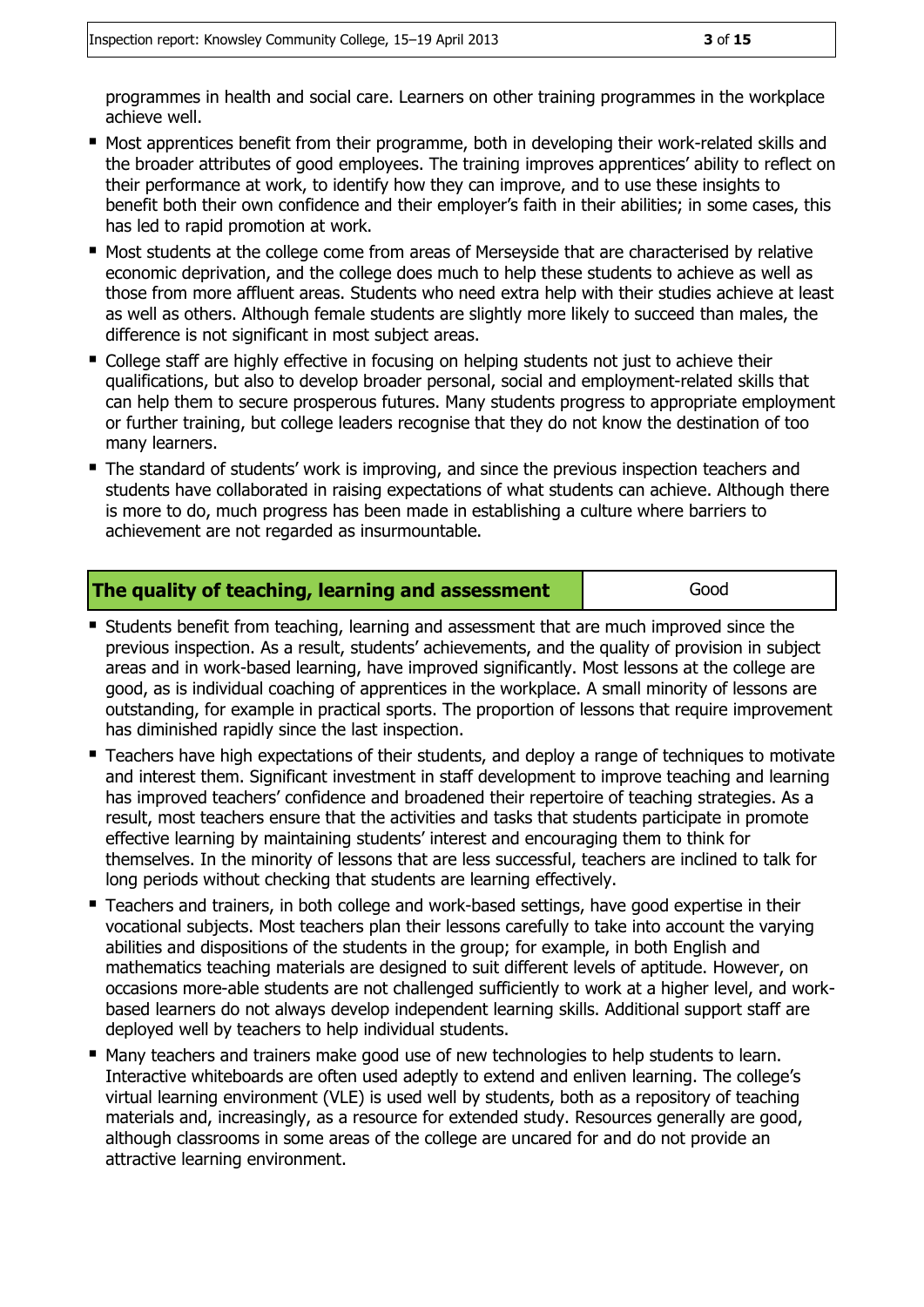programmes in health and social care. Learners on other training programmes in the workplace achieve well.

- Most apprentices benefit from their programme, both in developing their work-related skills and the broader attributes of good employees. The training improves apprentices' ability to reflect on their performance at work, to identify how they can improve, and to use these insights to benefit both their own confidence and their employer's faith in their abilities; in some cases, this has led to rapid promotion at work.
- Most students at the college come from areas of Merseyside that are characterised by relative economic deprivation, and the college does much to help these students to achieve as well as those from more affluent areas. Students who need extra help with their studies achieve at least as well as others. Although female students are slightly more likely to succeed than males, the difference is not significant in most subject areas.
- College staff are highly effective in focusing on helping students not just to achieve their qualifications, but also to develop broader personal, social and employment-related skills that can help them to secure prosperous futures. Many students progress to appropriate employment or further training, but college leaders recognise that they do not know the destination of too many learners.
- The standard of students' work is improving, and since the previous inspection teachers and students have collaborated in raising expectations of what students can achieve. Although there is more to do, much progress has been made in establishing a culture where barriers to achievement are not regarded as insurmountable.

| **The quality of teaching, learning and assessment** | Good |
|---|---|

- Students benefit from teaching, learning and assessment that are much improved since the previous inspection. As a result, students' achievements, and the quality of provision in subject areas and in work-based learning, have improved significantly. Most lessons at the college are good, as is individual coaching of apprentices in the workplace. A small minority of lessons are outstanding, for example in practical sports. The proportion of lessons that require improvement has diminished rapidly since the last inspection.
- Teachers have high expectations of their students, and deploy a range of techniques to motivate and interest them. Significant investment in staff development to improve teaching and learning has improved teachers' confidence and broadened their repertoire of teaching strategies. As a result, most teachers ensure that the activities and tasks that students participate in promote effective learning by maintaining students' interest and encouraging them to think for themselves. In the minority of lessons that are less successful, teachers are inclined to talk for long periods without checking that students are learning effectively.
- Teachers and trainers, in both college and work-based settings, have good expertise in their vocational subjects. Most teachers plan their lessons carefully to take into account the varying abilities and dispositions of the students in the group; for example, in both English and mathematics teaching materials are designed to suit different levels of aptitude. However, on occasions more-able students are not challenged sufficiently to work at a higher level, and work-based learners do not always develop independent learning skills. Additional support staff are deployed well by teachers to help individual students.
- Many teachers and trainers make good use of new technologies to help students to learn. Interactive whiteboards are often used adeptly to extend and enliven learning. The college's virtual learning environment (VLE) is used well by students, both as a repository of teaching materials and, increasingly, as a resource for extended study. Resources generally are good, although classrooms in some areas of the college are uncared for and do not provide an attractive learning environment.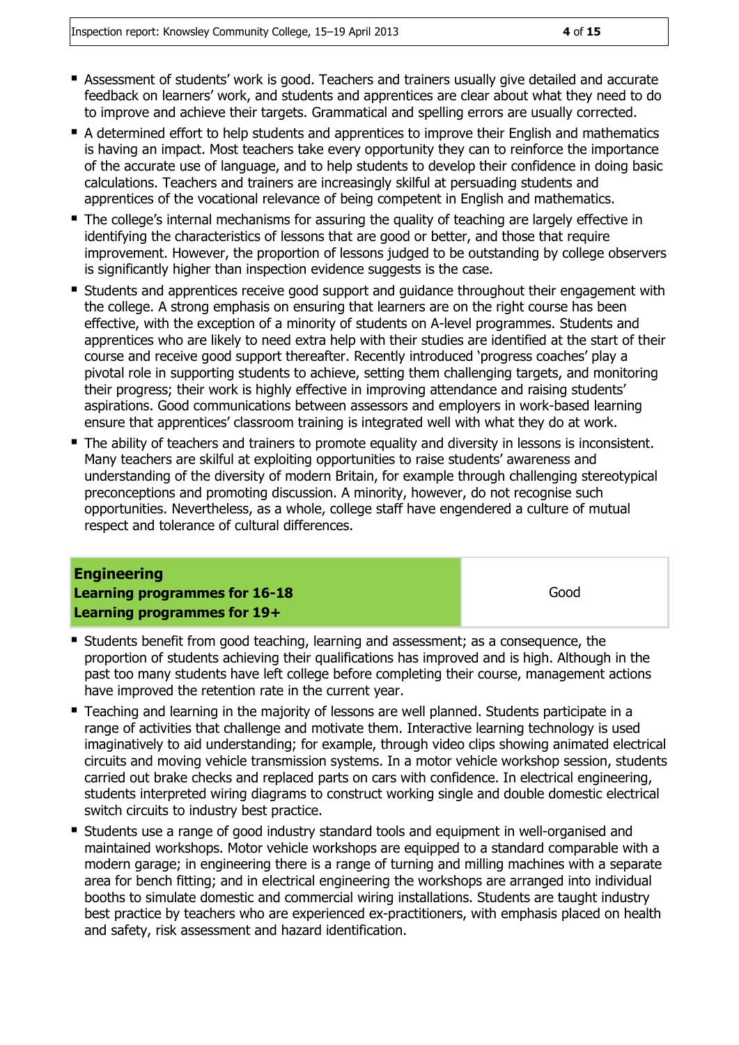- Assessment of students' work is good. Teachers and trainers usually give detailed and accurate feedback on learners' work, and students and apprentices are clear about what they need to do to improve and achieve their targets. Grammatical and spelling errors are usually corrected.
- A determined effort to help students and apprentices to improve their English and mathematics is having an impact. Most teachers take every opportunity they can to reinforce the importance of the accurate use of language, and to help students to develop their confidence in doing basic calculations. Teachers and trainers are increasingly skilful at persuading students and apprentices of the vocational relevance of being competent in English and mathematics.
- The college's internal mechanisms for assuring the quality of teaching are largely effective in identifying the characteristics of lessons that are good or better, and those that require improvement. However, the proportion of lessons judged to be outstanding by college observers is significantly higher than inspection evidence suggests is the case.
- Students and apprentices receive good support and guidance throughout their engagement with the college. A strong emphasis on ensuring that learners are on the right course has been effective, with the exception of a minority of students on A-level programmes. Students and apprentices who are likely to need extra help with their studies are identified at the start of their course and receive good support thereafter. Recently introduced 'progress coaches' play a pivotal role in supporting students to achieve, setting them challenging targets, and monitoring their progress; their work is highly effective in improving attendance and raising students' aspirations. Good communications between assessors and employers in work-based learning ensure that apprentices' classroom training is integrated well with what they do at work.
- The ability of teachers and trainers to promote equality and diversity in lessons is inconsistent. Many teachers are skilful at exploiting opportunities to raise students' awareness and understanding of the diversity of modern Britain, for example through challenging stereotypical preconceptions and promoting discussion. A minority, however, do not recognise such opportunities. Nevertheless, as a whole, college staff have engendered a culture of mutual respect and tolerance of cultural differences.

| **Engineering**<br>**Learning programmes for 16-18**<br>**Learning programmes for 19+** | Good |
|---|---|

- Students benefit from good teaching, learning and assessment; as a consequence, the proportion of students achieving their qualifications has improved and is high. Although in the past too many students have left college before completing their course, management actions have improved the retention rate in the current year.
- Teaching and learning in the majority of lessons are well planned. Students participate in a range of activities that challenge and motivate them. Interactive learning technology is used imaginatively to aid understanding; for example, through video clips showing animated electrical circuits and moving vehicle transmission systems. In a motor vehicle workshop session, students carried out brake checks and replaced parts on cars with confidence. In electrical engineering, students interpreted wiring diagrams to construct working single and double domestic electrical switch circuits to industry best practice.
- Students use a range of good industry standard tools and equipment in well-organised and maintained workshops. Motor vehicle workshops are equipped to a standard comparable with a modern garage; in engineering there is a range of turning and milling machines with a separate area for bench fitting; and in electrical engineering the workshops are arranged into individual booths to simulate domestic and commercial wiring installations. Students are taught industry best practice by teachers who are experienced ex-practitioners, with emphasis placed on health and safety, risk assessment and hazard identification.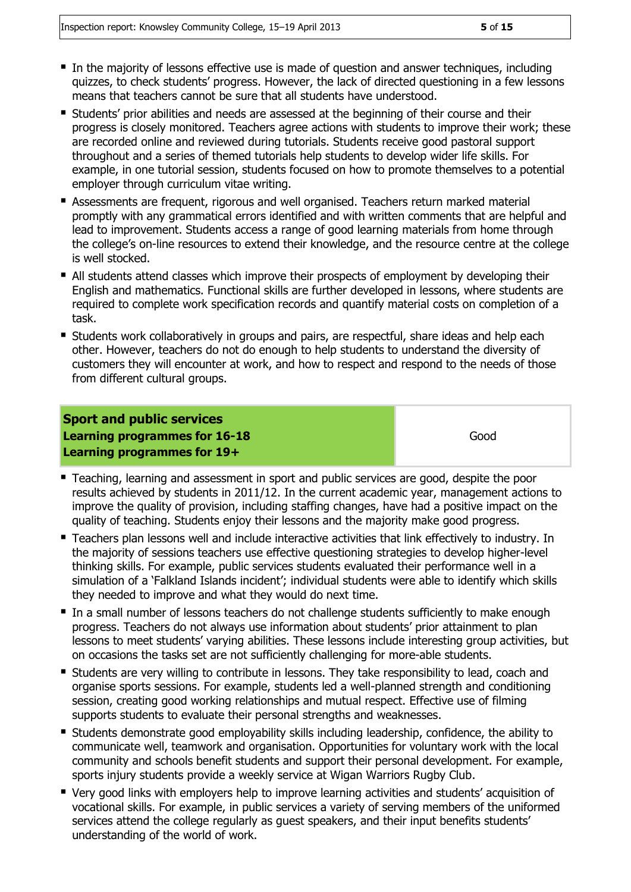- In the majority of lessons effective use is made of question and answer techniques, including quizzes, to check students' progress. However, the lack of directed questioning in a few lessons means that teachers cannot be sure that all students have understood.
- Students' prior abilities and needs are assessed at the beginning of their course and their progress is closely monitored. Teachers agree actions with students to improve their work; these are recorded online and reviewed during tutorials. Students receive good pastoral support throughout and a series of themed tutorials help students to develop wider life skills. For example, in one tutorial session, students focused on how to promote themselves to a potential employer through curriculum vitae writing.
- Assessments are frequent, rigorous and well organised. Teachers return marked material promptly with any grammatical errors identified and with written comments that are helpful and lead to improvement. Students access a range of good learning materials from home through the college's on-line resources to extend their knowledge, and the resource centre at the college is well stocked.
- All students attend classes which improve their prospects of employment by developing their English and mathematics. Functional skills are further developed in lessons, where students are required to complete work specification records and quantify material costs on completion of a task.
- Students work collaboratively in groups and pairs, are respectful, share ideas and help each other. However, teachers do not do enough to help students to understand the diversity of customers they will encounter at work, and how to respect and respond to the needs of those from different cultural groups.

| **Sport and public services**<br>**Learning programmes for 16-18**<br>**Learning programmes for 19+** | Good |
|---|---|

- Teaching, learning and assessment in sport and public services are good, despite the poor results achieved by students in 2011/12. In the current academic year, management actions to improve the quality of provision, including staffing changes, have had a positive impact on the quality of teaching. Students enjoy their lessons and the majority make good progress.
- Teachers plan lessons well and include interactive activities that link effectively to industry. In the majority of sessions teachers use effective questioning strategies to develop higher-level thinking skills. For example, public services students evaluated their performance well in a simulation of a 'Falkland Islands incident'; individual students were able to identify which skills they needed to improve and what they would do next time.
- In a small number of lessons teachers do not challenge students sufficiently to make enough progress. Teachers do not always use information about students' prior attainment to plan lessons to meet students' varying abilities. These lessons include interesting group activities, but on occasions the tasks set are not sufficiently challenging for more-able students.
- Students are very willing to contribute in lessons. They take responsibility to lead, coach and organise sports sessions. For example, students led a well-planned strength and conditioning session, creating good working relationships and mutual respect. Effective use of filming supports students to evaluate their personal strengths and weaknesses.
- Students demonstrate good employability skills including leadership, confidence, the ability to communicate well, teamwork and organisation. Opportunities for voluntary work with the local community and schools benefit students and support their personal development. For example, sports injury students provide a weekly service at Wigan Warriors Rugby Club.
- Very good links with employers help to improve learning activities and students' acquisition of vocational skills. For example, in public services a variety of serving members of the uniformed services attend the college regularly as guest speakers, and their input benefits students' understanding of the world of work.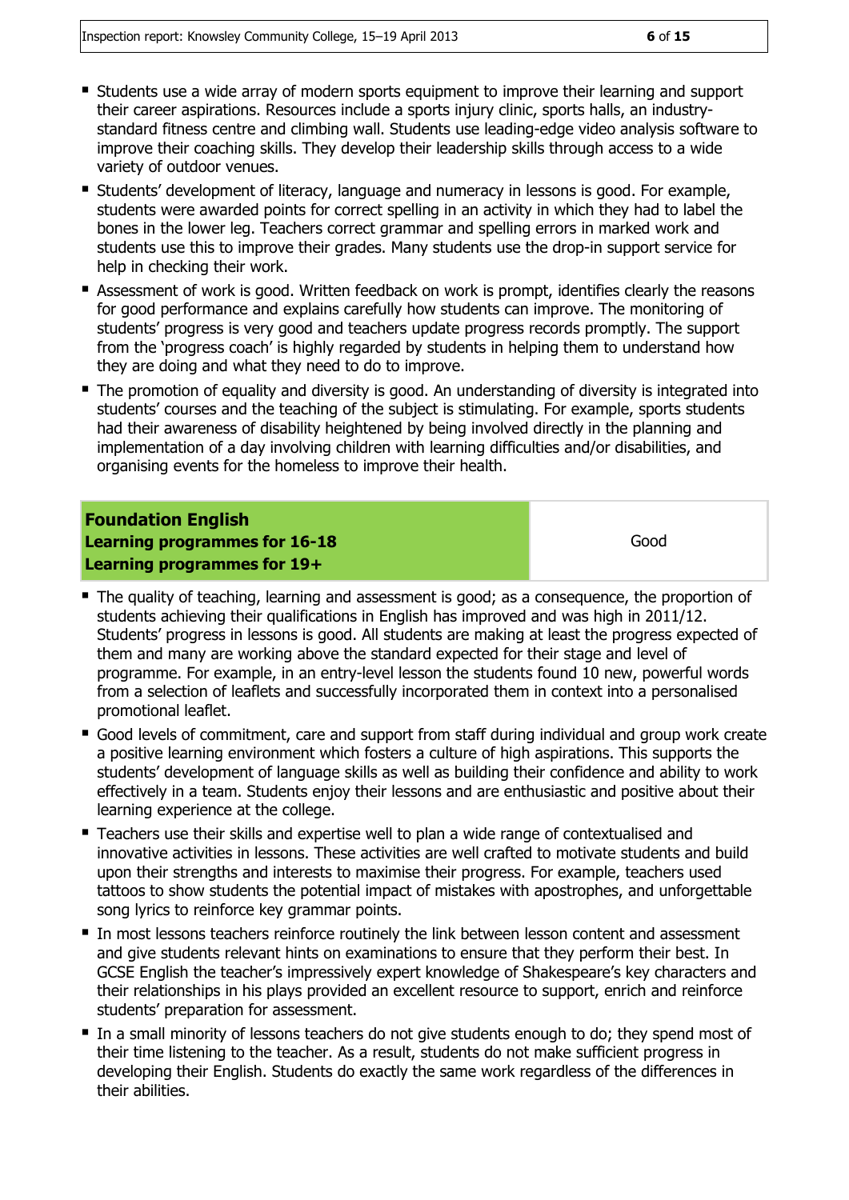- Students use a wide array of modern sports equipment to improve their learning and support their career aspirations. Resources include a sports injury clinic, sports halls, an industry-standard fitness centre and climbing wall. Students use leading-edge video analysis software to improve their coaching skills. They develop their leadership skills through access to a wide variety of outdoor venues.
- Students' development of literacy, language and numeracy in lessons is good. For example, students were awarded points for correct spelling in an activity in which they had to label the bones in the lower leg. Teachers correct grammar and spelling errors in marked work and students use this to improve their grades. Many students use the drop-in support service for help in checking their work.
- Assessment of work is good. Written feedback on work is prompt, identifies clearly the reasons for good performance and explains carefully how students can improve. The monitoring of students' progress is very good and teachers update progress records promptly. The support from the 'progress coach' is highly regarded by students in helping them to understand how they are doing and what they need to do to improve.
- The promotion of equality and diversity is good. An understanding of diversity is integrated into students' courses and the teaching of the subject is stimulating. For example, sports students had their awareness of disability heightened by being involved directly in the planning and implementation of a day involving children with learning difficulties and/or disabilities, and organising events for the homeless to improve their health.

| **Foundation English**<br>**Learning programmes for 16-18**<br>**Learning programmes for 19+** | Good |
|---|---|

- The quality of teaching, learning and assessment is good; as a consequence, the proportion of students achieving their qualifications in English has improved and was high in 2011/12. Students' progress in lessons is good. All students are making at least the progress expected of them and many are working above the standard expected for their stage and level of programme. For example, in an entry-level lesson the students found 10 new, powerful words from a selection of leaflets and successfully incorporated them in context into a personalised promotional leaflet.
- Good levels of commitment, care and support from staff during individual and group work create a positive learning environment which fosters a culture of high aspirations. This supports the students' development of language skills as well as building their confidence and ability to work effectively in a team. Students enjoy their lessons and are enthusiastic and positive about their learning experience at the college.
- Teachers use their skills and expertise well to plan a wide range of contextualised and innovative activities in lessons. These activities are well crafted to motivate students and build upon their strengths and interests to maximise their progress. For example, teachers used tattoos to show students the potential impact of mistakes with apostrophes, and unforgettable song lyrics to reinforce key grammar points.
- In most lessons teachers reinforce routinely the link between lesson content and assessment and give students relevant hints on examinations to ensure that they perform their best. In GCSE English the teacher's impressively expert knowledge of Shakespeare's key characters and their relationships in his plays provided an excellent resource to support, enrich and reinforce students' preparation for assessment.
- In a small minority of lessons teachers do not give students enough to do; they spend most of their time listening to the teacher. As a result, students do not make sufficient progress in developing their English. Students do exactly the same work regardless of the differences in their abilities.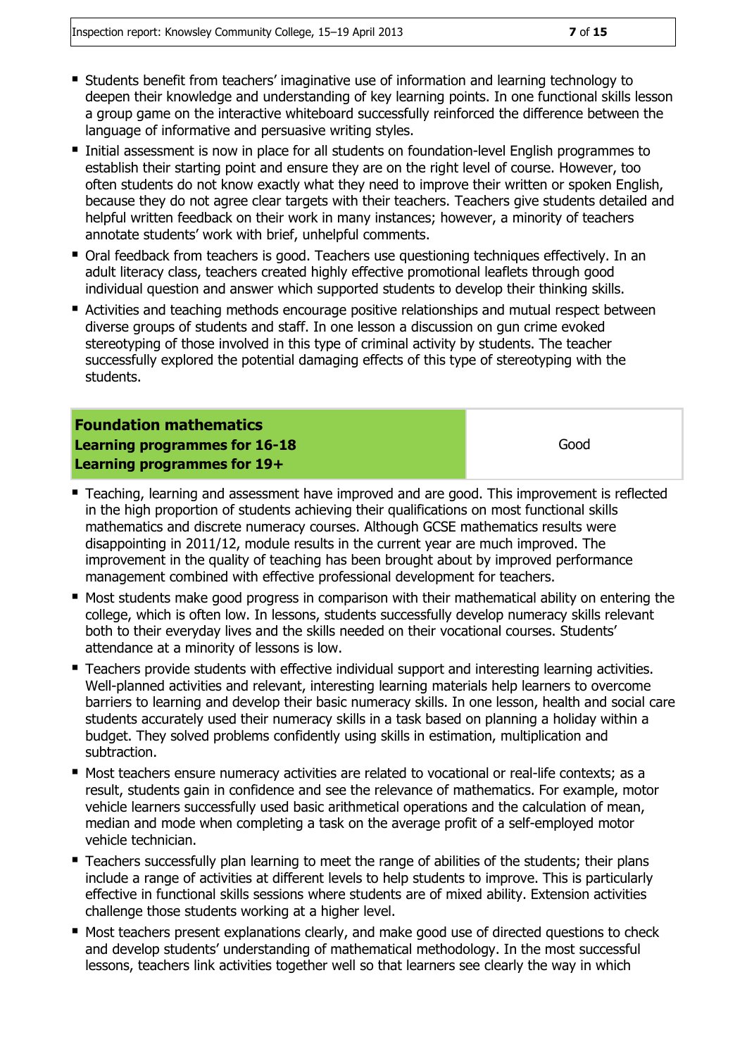- Students benefit from teachers' imaginative use of information and learning technology to deepen their knowledge and understanding of key learning points. In one functional skills lesson a group game on the interactive whiteboard successfully reinforced the difference between the language of informative and persuasive writing styles.
- Initial assessment is now in place for all students on foundation-level English programmes to establish their starting point and ensure they are on the right level of course. However, too often students do not know exactly what they need to improve their written or spoken English, because they do not agree clear targets with their teachers. Teachers give students detailed and helpful written feedback on their work in many instances; however, a minority of teachers annotate students' work with brief, unhelpful comments.
- Oral feedback from teachers is good. Teachers use questioning techniques effectively. In an adult literacy class, teachers created highly effective promotional leaflets through good individual question and answer which supported students to develop their thinking skills.
- Activities and teaching methods encourage positive relationships and mutual respect between diverse groups of students and staff. In one lesson a discussion on gun crime evoked stereotyping of those involved in this type of criminal activity by students. The teacher successfully explored the potential damaging effects of this type of stereotyping with the students.

| **Foundation mathematics**<br>**Learning programmes for 16-18**<br>**Learning programmes for 19+** | Good |
|---|---|

- Teaching, learning and assessment have improved and are good. This improvement is reflected in the high proportion of students achieving their qualifications on most functional skills mathematics and discrete numeracy courses. Although GCSE mathematics results were disappointing in 2011/12, module results in the current year are much improved. The improvement in the quality of teaching has been brought about by improved performance management combined with effective professional development for teachers.
- Most students make good progress in comparison with their mathematical ability on entering the college, which is often low. In lessons, students successfully develop numeracy skills relevant both to their everyday lives and the skills needed on their vocational courses. Students' attendance at a minority of lessons is low.
- Teachers provide students with effective individual support and interesting learning activities. Well-planned activities and relevant, interesting learning materials help learners to overcome barriers to learning and develop their basic numeracy skills. In one lesson, health and social care students accurately used their numeracy skills in a task based on planning a holiday within a budget. They solved problems confidently using skills in estimation, multiplication and subtraction.
- Most teachers ensure numeracy activities are related to vocational or real-life contexts; as a result, students gain in confidence and see the relevance of mathematics. For example, motor vehicle learners successfully used basic arithmetical operations and the calculation of mean, median and mode when completing a task on the average profit of a self-employed motor vehicle technician.
- Teachers successfully plan learning to meet the range of abilities of the students; their plans include a range of activities at different levels to help students to improve. This is particularly effective in functional skills sessions where students are of mixed ability. Extension activities challenge those students working at a higher level.
- Most teachers present explanations clearly, and make good use of directed questions to check and develop students' understanding of mathematical methodology. In the most successful lessons, teachers link activities together well so that learners see clearly the way in which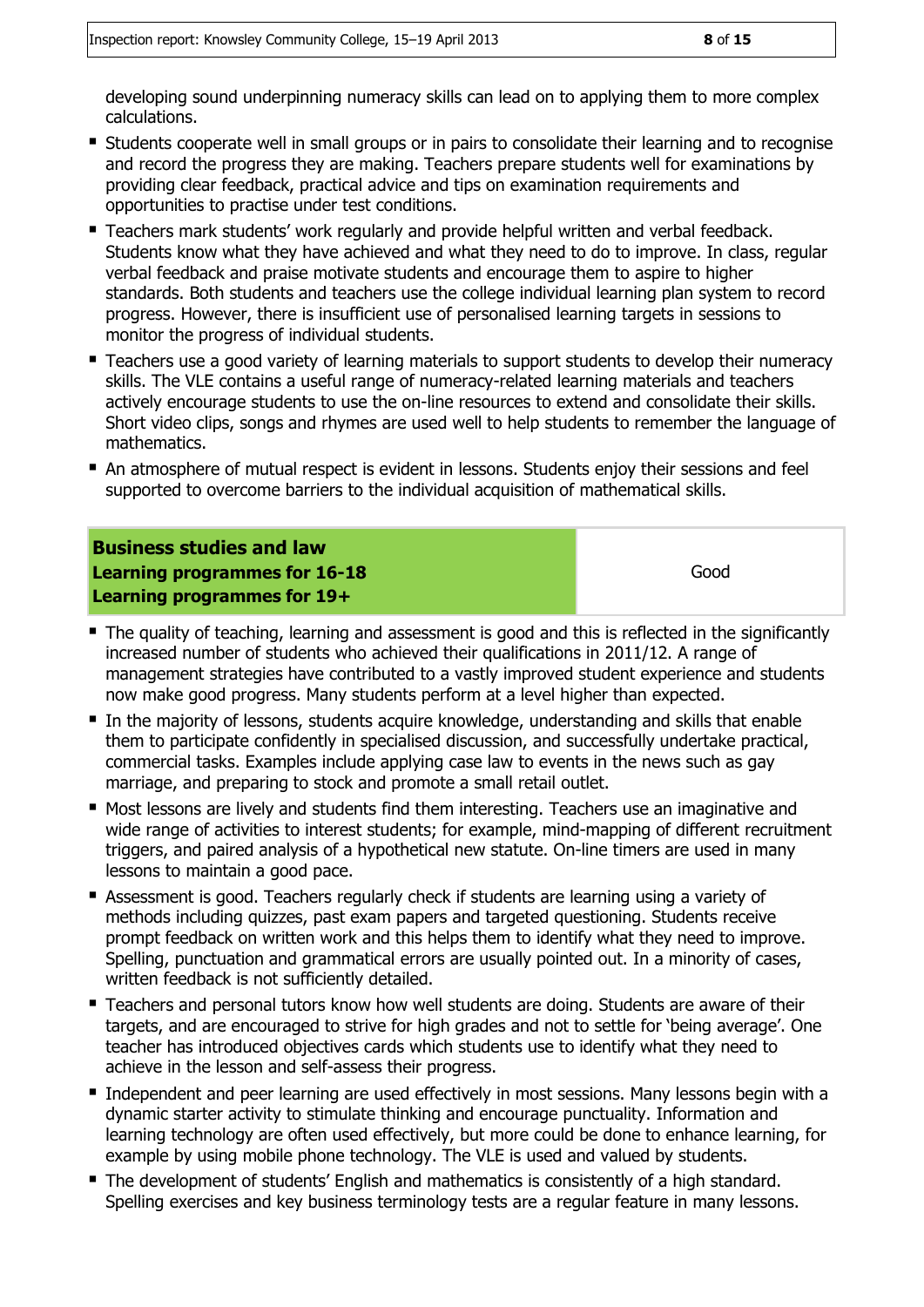developing sound underpinning numeracy skills can lead on to applying them to more complex calculations.

- Students cooperate well in small groups or in pairs to consolidate their learning and to recognise and record the progress they are making. Teachers prepare students well for examinations by providing clear feedback, practical advice and tips on examination requirements and opportunities to practise under test conditions.
- Teachers mark students' work regularly and provide helpful written and verbal feedback. Students know what they have achieved and what they need to do to improve. In class, regular verbal feedback and praise motivate students and encourage them to aspire to higher standards. Both students and teachers use the college individual learning plan system to record progress. However, there is insufficient use of personalised learning targets in sessions to monitor the progress of individual students.
- Teachers use a good variety of learning materials to support students to develop their numeracy skills. The VLE contains a useful range of numeracy-related learning materials and teachers actively encourage students to use the on-line resources to extend and consolidate their skills. Short video clips, songs and rhymes are used well to help students to remember the language of mathematics.
- An atmosphere of mutual respect is evident in lessons. Students enjoy their sessions and feel supported to overcome barriers to the individual acquisition of mathematical skills.

| **Business studies and law**<br>**Learning programmes for 16-18**<br>**Learning programmes for 19+** | Good |
|---|---|

- The quality of teaching, learning and assessment is good and this is reflected in the significantly increased number of students who achieved their qualifications in 2011/12. A range of management strategies have contributed to a vastly improved student experience and students now make good progress. Many students perform at a level higher than expected.
- In the majority of lessons, students acquire knowledge, understanding and skills that enable them to participate confidently in specialised discussion, and successfully undertake practical, commercial tasks. Examples include applying case law to events in the news such as gay marriage, and preparing to stock and promote a small retail outlet.
- Most lessons are lively and students find them interesting. Teachers use an imaginative and wide range of activities to interest students; for example, mind-mapping of different recruitment triggers, and paired analysis of a hypothetical new statute. On-line timers are used in many lessons to maintain a good pace.
- Assessment is good. Teachers regularly check if students are learning using a variety of methods including quizzes, past exam papers and targeted questioning. Students receive prompt feedback on written work and this helps them to identify what they need to improve. Spelling, punctuation and grammatical errors are usually pointed out. In a minority of cases, written feedback is not sufficiently detailed.
- Teachers and personal tutors know how well students are doing. Students are aware of their targets, and are encouraged to strive for high grades and not to settle for 'being average'. One teacher has introduced objectives cards which students use to identify what they need to achieve in the lesson and self-assess their progress.
- Independent and peer learning are used effectively in most sessions. Many lessons begin with a dynamic starter activity to stimulate thinking and encourage punctuality. Information and learning technology are often used effectively, but more could be done to enhance learning, for example by using mobile phone technology. The VLE is used and valued by students.
- The development of students' English and mathematics is consistently of a high standard. Spelling exercises and key business terminology tests are a regular feature in many lessons.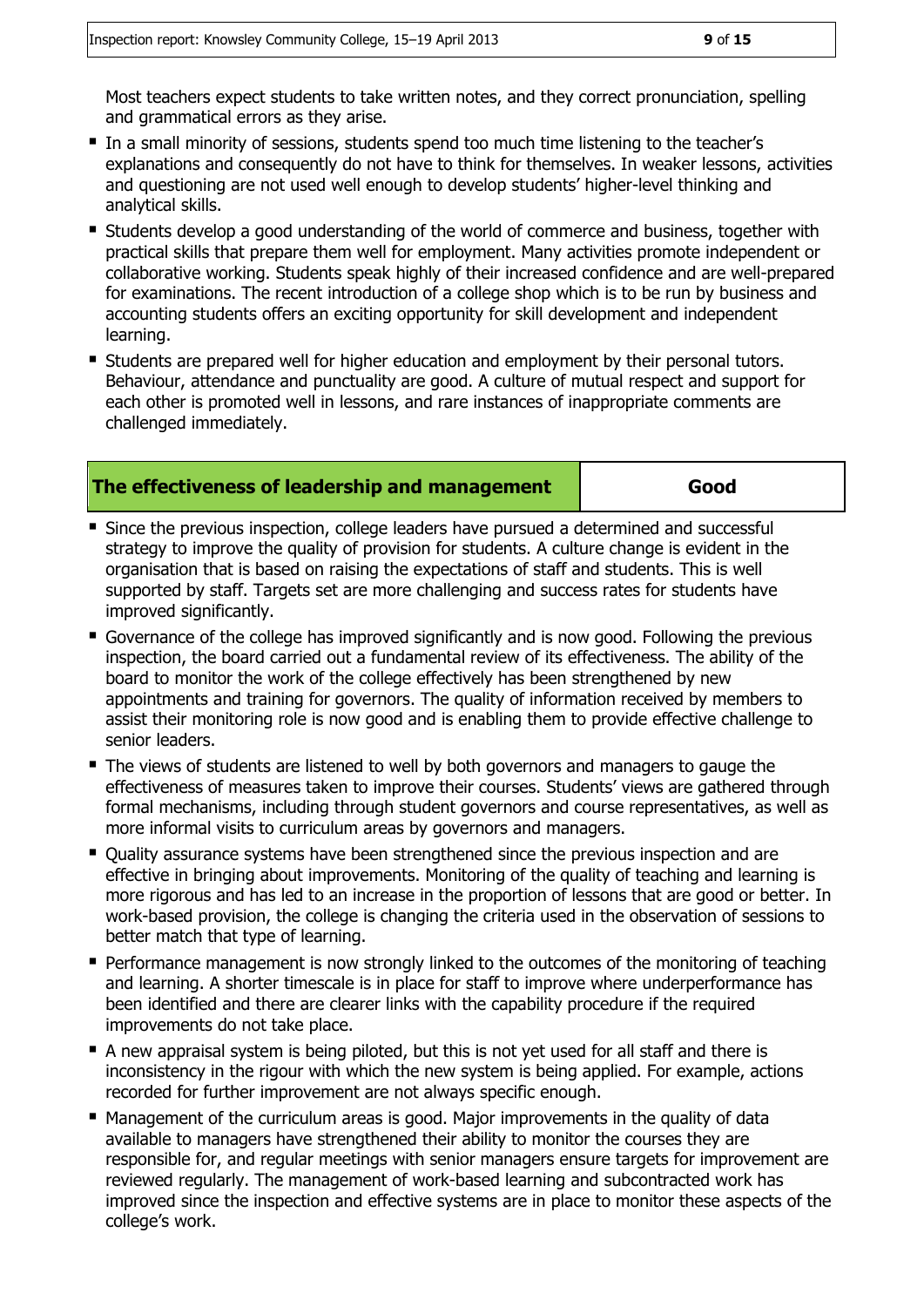Most teachers expect students to take written notes, and they correct pronunciation, spelling and grammatical errors as they arise.

- In a small minority of sessions, students spend too much time listening to the teacher's explanations and consequently do not have to think for themselves. In weaker lessons, activities and questioning are not used well enough to develop students' higher-level thinking and analytical skills.
- Students develop a good understanding of the world of commerce and business, together with practical skills that prepare them well for employment. Many activities promote independent or collaborative working. Students speak highly of their increased confidence and are well-prepared for examinations. The recent introduction of a college shop which is to be run by business and accounting students offers an exciting opportunity for skill development and independent learning.
- Students are prepared well for higher education and employment by their personal tutors. Behaviour, attendance and punctuality are good. A culture of mutual respect and support for each other is promoted well in lessons, and rare instances of inappropriate comments are challenged immediately.

| The effectiveness of leadership and management | Good |
|---|---|

- Since the previous inspection, college leaders have pursued a determined and successful strategy to improve the quality of provision for students. A culture change is evident in the organisation that is based on raising the expectations of staff and students. This is well supported by staff. Targets set are more challenging and success rates for students have improved significantly.
- Governance of the college has improved significantly and is now good. Following the previous inspection, the board carried out a fundamental review of its effectiveness. The ability of the board to monitor the work of the college effectively has been strengthened by new appointments and training for governors. The quality of information received by members to assist their monitoring role is now good and is enabling them to provide effective challenge to senior leaders.
- The views of students are listened to well by both governors and managers to gauge the effectiveness of measures taken to improve their courses. Students' views are gathered through formal mechanisms, including through student governors and course representatives, as well as more informal visits to curriculum areas by governors and managers.
- Quality assurance systems have been strengthened since the previous inspection and are effective in bringing about improvements. Monitoring of the quality of teaching and learning is more rigorous and has led to an increase in the proportion of lessons that are good or better. In work-based provision, the college is changing the criteria used in the observation of sessions to better match that type of learning.
- Performance management is now strongly linked to the outcomes of the monitoring of teaching and learning. A shorter timescale is in place for staff to improve where underperformance has been identified and there are clearer links with the capability procedure if the required improvements do not take place.
- A new appraisal system is being piloted, but this is not yet used for all staff and there is inconsistency in the rigour with which the new system is being applied. For example, actions recorded for further improvement are not always specific enough.
- Management of the curriculum areas is good. Major improvements in the quality of data available to managers have strengthened their ability to monitor the courses they are responsible for, and regular meetings with senior managers ensure targets for improvement are reviewed regularly. The management of work-based learning and subcontracted work has improved since the inspection and effective systems are in place to monitor these aspects of the college's work.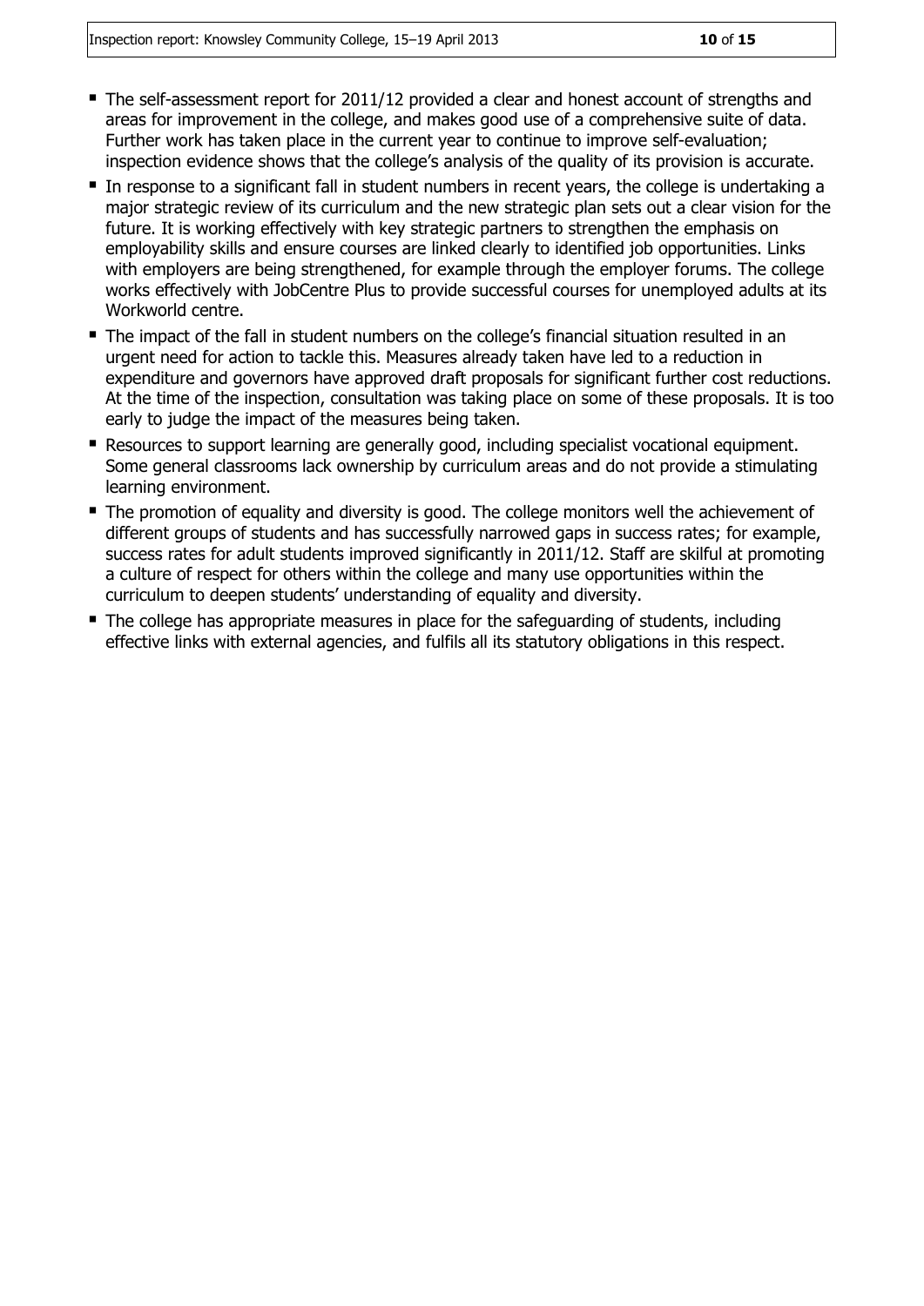- The self-assessment report for 2011/12 provided a clear and honest account of strengths and areas for improvement in the college, and makes good use of a comprehensive suite of data. Further work has taken place in the current year to continue to improve self-evaluation; inspection evidence shows that the college's analysis of the quality of its provision is accurate.
- In response to a significant fall in student numbers in recent years, the college is undertaking a major strategic review of its curriculum and the new strategic plan sets out a clear vision for the future. It is working effectively with key strategic partners to strengthen the emphasis on employability skills and ensure courses are linked clearly to identified job opportunities. Links with employers are being strengthened, for example through the employer forums. The college works effectively with JobCentre Plus to provide successful courses for unemployed adults at its Workworld centre.
- The impact of the fall in student numbers on the college's financial situation resulted in an urgent need for action to tackle this. Measures already taken have led to a reduction in expenditure and governors have approved draft proposals for significant further cost reductions. At the time of the inspection, consultation was taking place on some of these proposals. It is too early to judge the impact of the measures being taken.
- Resources to support learning are generally good, including specialist vocational equipment. Some general classrooms lack ownership by curriculum areas and do not provide a stimulating learning environment.
- The promotion of equality and diversity is good. The college monitors well the achievement of different groups of students and has successfully narrowed gaps in success rates; for example, success rates for adult students improved significantly in 2011/12. Staff are skilful at promoting a culture of respect for others within the college and many use opportunities within the curriculum to deepen students' understanding of equality and diversity.
- The college has appropriate measures in place for the safeguarding of students, including effective links with external agencies, and fulfils all its statutory obligations in this respect.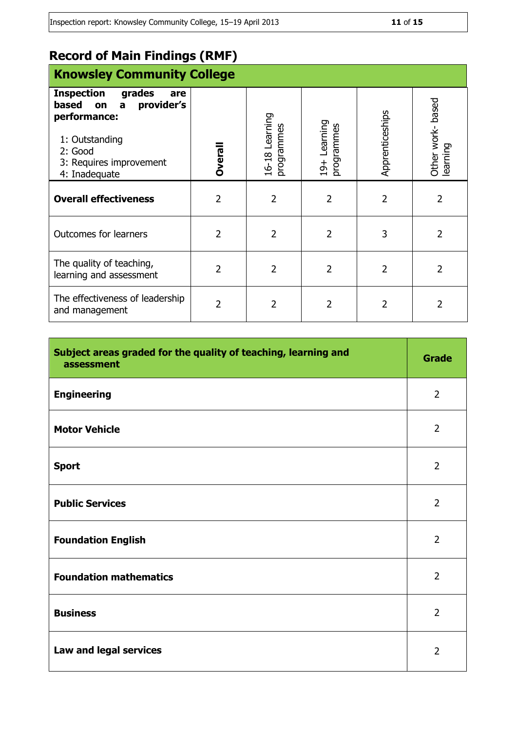# Record of Main Findings (RMF)

## Knowsley Community College

| **Inspection grades are based on a provider's performance:**<br><br>1: Outstanding<br>2: Good<br>3: Requires improvement<br>4: Inadequate | **Overall** | 16-18 Learning programmes | 19+ Learning programmes | Apprenticeships | Other work- based learning |
|---|---|---|---|---|---|
| **Overall effectiveness** | 2 | 2 | 2 | 2 | 2 |
| Outcomes for learners | 2 | 2 | 2 | 3 | 2 |
| The quality of teaching, learning and assessment | 2 | 2 | 2 | 2 | 2 |
| The effectiveness of leadership and management | 2 | 2 | 2 | 2 | 2 |

| **Subject areas graded for the quality of teaching, learning and assessment** | **Grade** |
|---|---|
| **Engineering** | 2 |
| **Motor Vehicle** | 2 |
| **Sport** | 2 |
| **Public Services** | 2 |
| **Foundation English** | 2 |
| **Foundation mathematics** | 2 |
| **Business** | 2 |
| **Law and legal services** | 2 |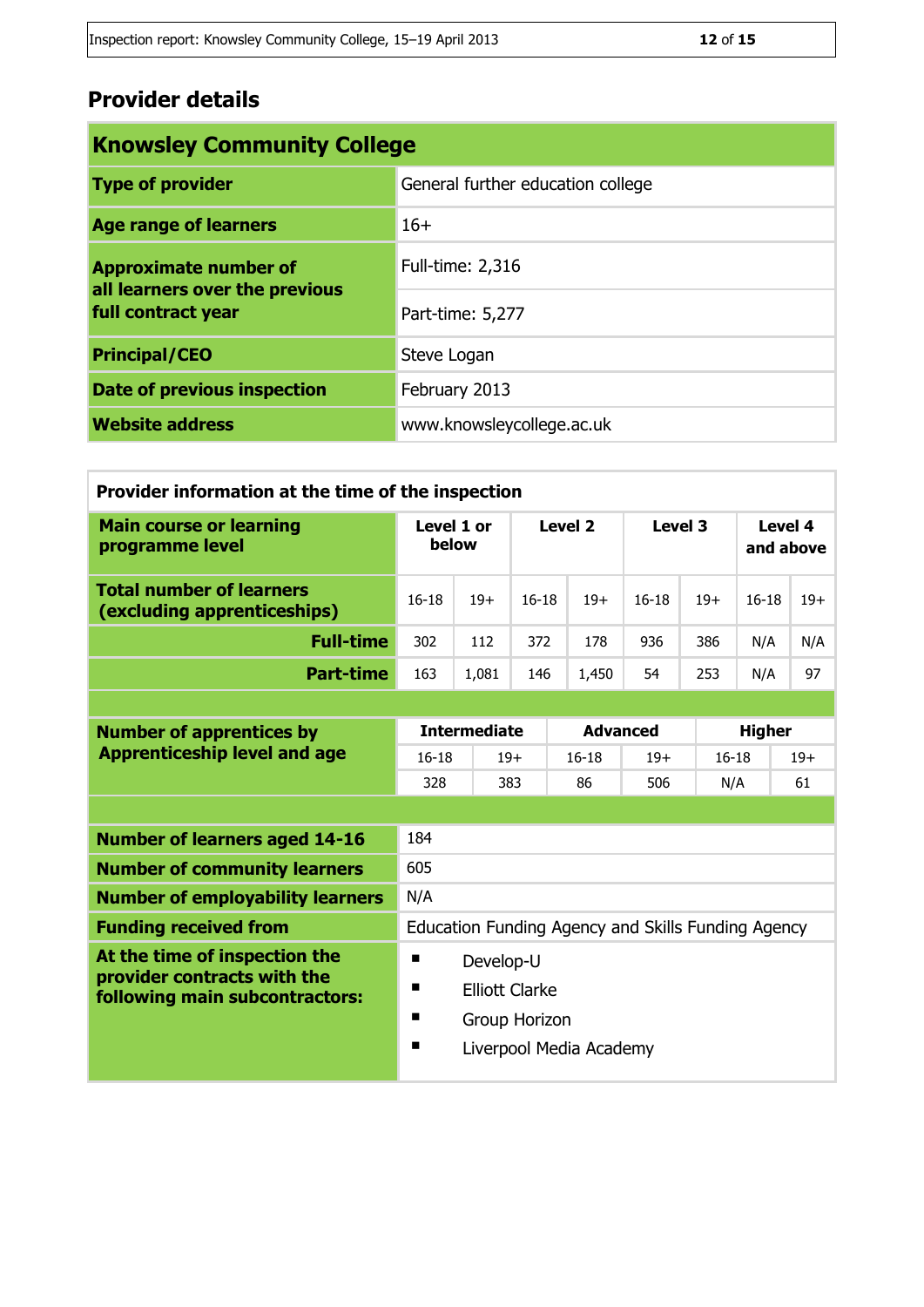## Provider details

| Knowsley Community College | |
|---|---|
| **Type of provider** | General further education college |
| **Age range of learners** | 16+ |
| **Approximate number of all learners over the previous full contract year** | Full-time: 2,316 |
| | Part-time: 5,277 |
| **Principal/CEO** | Steve Logan |
| **Date of previous inspection** | February 2013 |
| **Website address** | www.knowsleycollege.ac.uk |

| Provider information at the time of the inspection | | | | | | | | |
|---|---|---|---|---|---|---|---|---|
| **Main course or learning programme level** | **Level 1 or below** | | **Level 2** | | **Level 3** | | **Level 4 and above** | |
| **Total number of learners (excluding apprenticeships)** | 16-18 | 19+ | 16-18 | 19+ | 16-18 | 19+ | 16-18 | 19+ |
| **Full-time** | 302 | 112 | 372 | 178 | 936 | 386 | N/A | N/A |
| **Part-time** | 163 | 1,081 | 146 | 1,450 | 54 | 253 | N/A | 97 |

| **Number of apprentices by Apprenticeship level and age** | **Intermediate** | | **Advanced** | | **Higher** | |
|---|---|---|---|---|---|---|
| | 16-18 | 19+ | 16-18 | 19+ | 16-18 | 19+ |
| | 328 | 383 | 86 | 506 | N/A | 61 |

| | |
|---|---|
| **Number of learners aged 14-16** | 184 |
| **Number of community learners** | 605 |
| **Number of employability learners** | N/A |
| **Funding received from** | Education Funding Agency and Skills Funding Agency |
| **At the time of inspection the provider contracts with the following main subcontractors:** | ▪ Develop-U<br>▪ Elliott Clarke<br>▪ Group Horizon<br>▪ Liverpool Media Academy |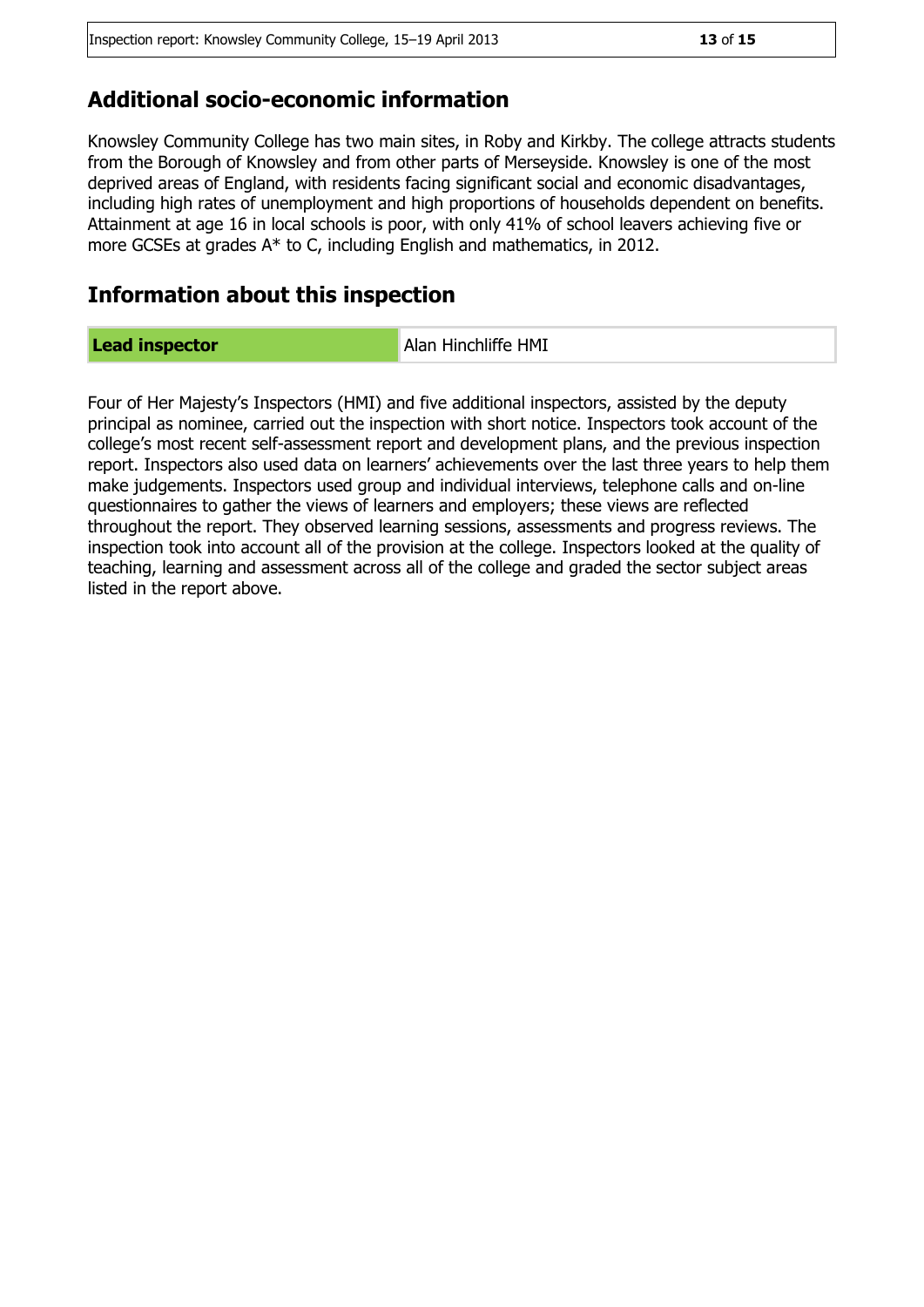## Additional socio-economic information

Knowsley Community College has two main sites, in Roby and Kirkby. The college attracts students from the Borough of Knowsley and from other parts of Merseyside. Knowsley is one of the most deprived areas of England, with residents facing significant social and economic disadvantages, including high rates of unemployment and high proportions of households dependent on benefits. Attainment at age 16 in local schools is poor, with only 41% of school leavers achieving five or more GCSEs at grades A* to C, including English and mathematics, in 2012.

## Information about this inspection

| **Lead inspector** | Alan Hinchliffe HMI |
| --- | --- |

Four of Her Majesty's Inspectors (HMI) and five additional inspectors, assisted by the deputy principal as nominee, carried out the inspection with short notice. Inspectors took account of the college's most recent self-assessment report and development plans, and the previous inspection report. Inspectors also used data on learners' achievements over the last three years to help them make judgements. Inspectors used group and individual interviews, telephone calls and on-line questionnaires to gather the views of learners and employers; these views are reflected throughout the report. They observed learning sessions, assessments and progress reviews. The inspection took into account all of the provision at the college. Inspectors looked at the quality of teaching, learning and assessment across all of the college and graded the sector subject areas listed in the report above.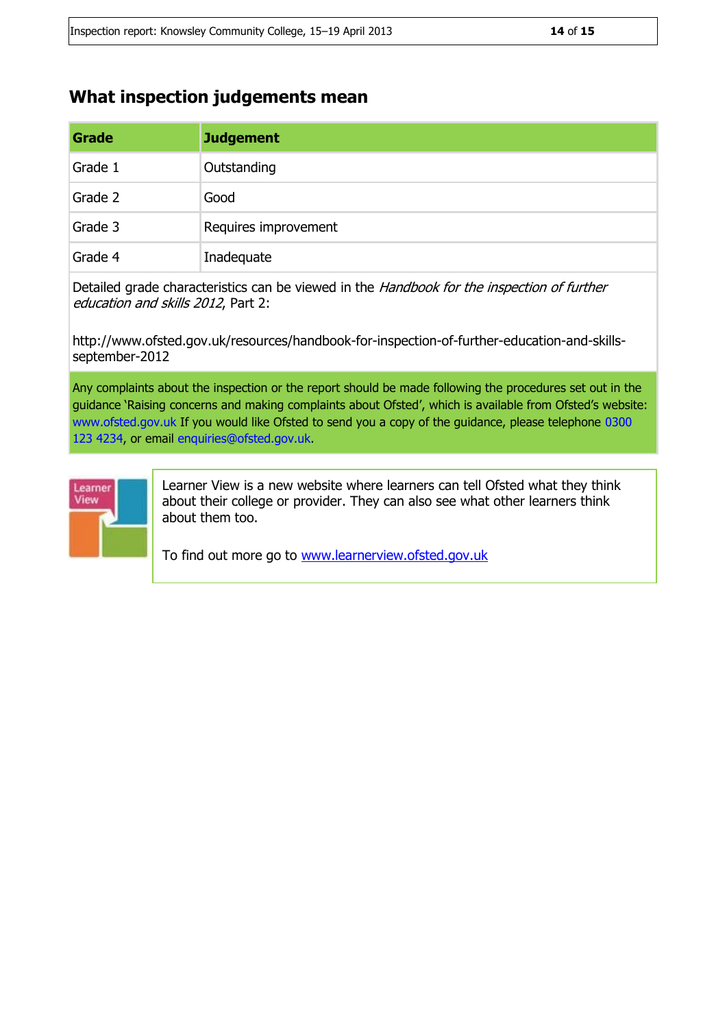## What inspection judgements mean

| Grade | Judgement |
|---|---|
| Grade 1 | Outstanding |
| Grade 2 | Good |
| Grade 3 | Requires improvement |
| Grade 4 | Inadequate |

Detailed grade characteristics can be viewed in the *Handbook for the inspection of further education and skills 2012*, Part 2:

http://www.ofsted.gov.uk/resources/handbook-for-inspection-of-further-education-and-skills-september-2012

Any complaints about the inspection or the report should be made following the procedures set out in the guidance 'Raising concerns and making complaints about Ofsted', which is available from Ofsted's website: www.ofsted.gov.uk If you would like Ofsted to send you a copy of the guidance, please telephone 0300 123 4234, or email enquiries@ofsted.gov.uk.

Learner View is a new website where learners can tell Ofsted what they think about their college or provider. They can also see what other learners think about them too.

To find out more go to www.learnerview.ofsted.gov.uk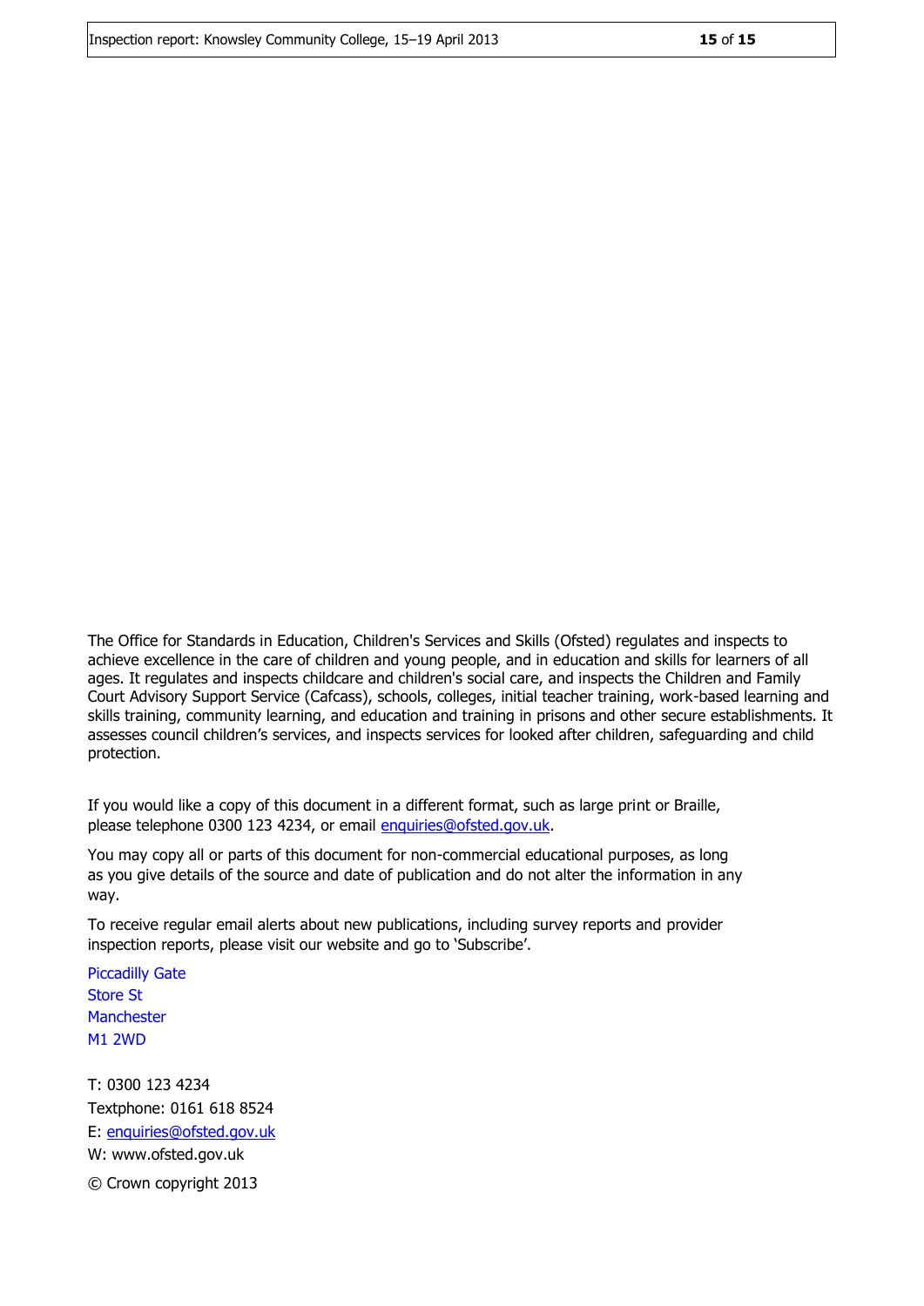The Office for Standards in Education, Children's Services and Skills (Ofsted) regulates and inspects to achieve excellence in the care of children and young people, and in education and skills for learners of all ages. It regulates and inspects childcare and children's social care, and inspects the Children and Family Court Advisory Support Service (Cafcass), schools, colleges, initial teacher training, work-based learning and skills training, community learning, and education and training in prisons and other secure establishments. It assesses council children's services, and inspects services for looked after children, safeguarding and child protection.

If you would like a copy of this document in a different format, such as large print or Braille, please telephone 0300 123 4234, or email enquiries@ofsted.gov.uk.

You may copy all or parts of this document for non-commercial educational purposes, as long as you give details of the source and date of publication and do not alter the information in any way.

To receive regular email alerts about new publications, including survey reports and provider inspection reports, please visit our website and go to 'Subscribe'.

Piccadilly Gate
Store St
Manchester
M1 2WD

T: 0300 123 4234
Textphone: 0161 618 8524
E: enquiries@ofsted.gov.uk
W: www.ofsted.gov.uk

© Crown copyright 2013